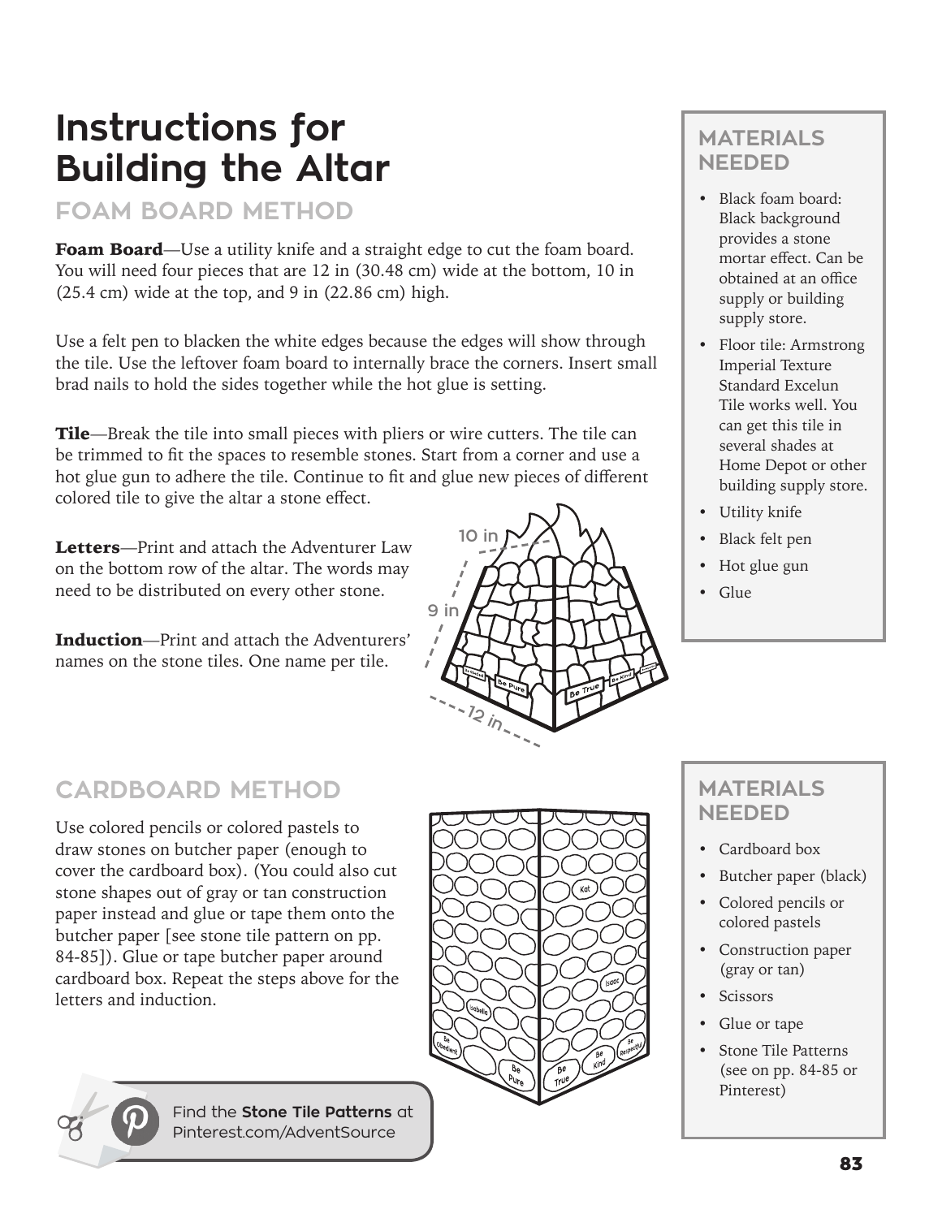# Instructions for Building the Altar

## FOAM BOARD METHOD

**Foam Board**—Use a utility knife and a straight edge to cut the foam board. You will need four pieces that are 12 in (30.48 cm) wide at the bottom, 10 in (25.4 cm) wide at the top, and 9 in (22.86 cm) high.

Use a felt pen to blacken the white edges because the edges will show through the tile. Use the leftover foam board to internally brace the corners. Insert small brad nails to hold the sides together while the hot glue is setting.

**Tile**—Break the tile into small pieces with pliers or wire cutters. The tile can be trimmed to fit the spaces to resemble stones. Start from a corner and use a hot glue gun to adhere the tile. Continue to fit and glue new pieces of different colored tile to give the altar a stone effect.

**Letters**—Print and attach the Adventurer Law on the bottom row of the altar. The words may need to be distributed on every other stone.

**Induction**—Print and attach the Adventurers' names on the stone tiles. One name per tile.

### MATERIALS NEEDED

- Black foam board: Black background provides a stone mortar effect. Can be obtained at an office supply or building supply store.
- Floor tile: Armstrong Imperial Texture Standard Excelun Tile works well. You can get this tile in several shades at Home Depot or other building supply store.
- Utility knife
- Black felt pen
- Hot glue gun
- Glue

## CARDBOARD METHOD

Use colored pencils or colored pastels to draw stones on butcher paper (enough to cover the cardboard box). (You could also cut stone shapes out of gray or tan construction paper instead and glue or tape them onto the butcher paper [see stone tile pattern on pp. 84-85]). Glue or tape butcher paper around cardboard box. Repeat the steps above for the letters and induction.

### MATERIALS NEEDED

- Cardboard box
- Butcher paper (black)
- Colored pencils or colored pastels
- Construction paper (gray or tan)
- Scissors
- Glue or tape
- Stone Tile Patterns (see on pp. 84-85 or Pinterest)

Find the **Stone Tile Patterns** at Pinterest.com/AdventSource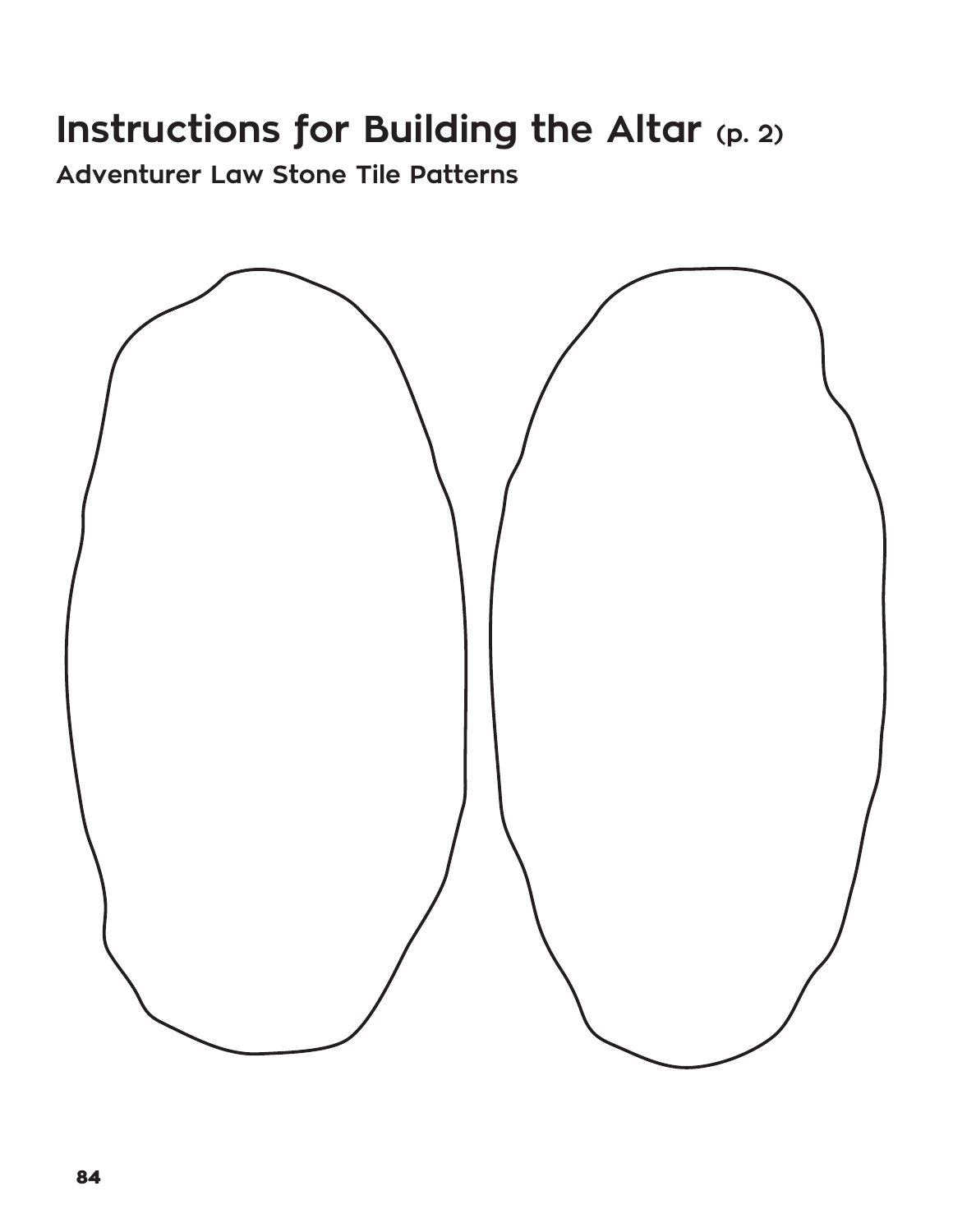# Instructions for Building the Altar (p. 2)

## Adventurer Law Stone Tile Patterns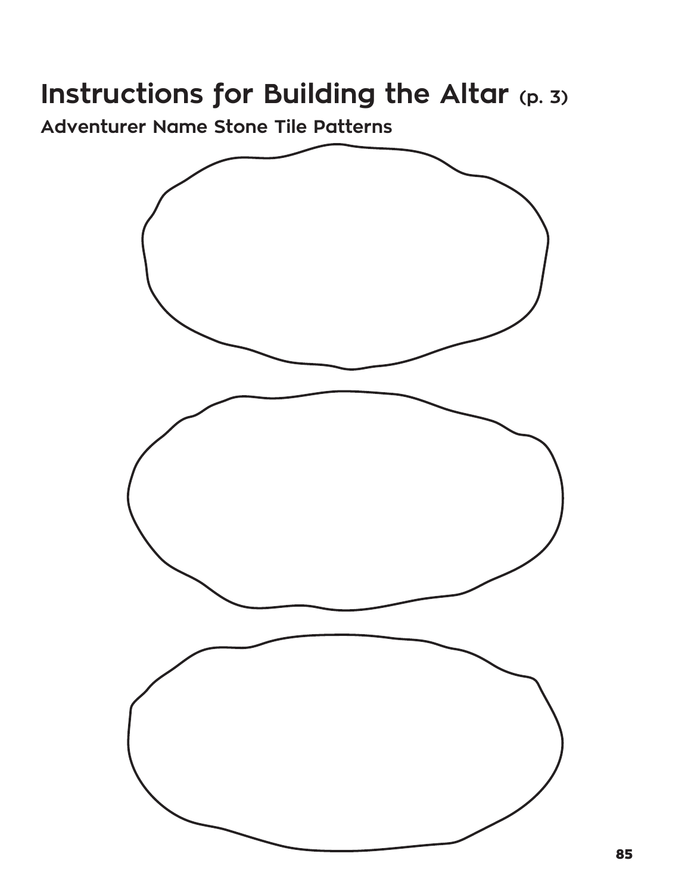# Instructions for Building the Altar (p. 3)

## Adventurer Name Stone Tile Patterns